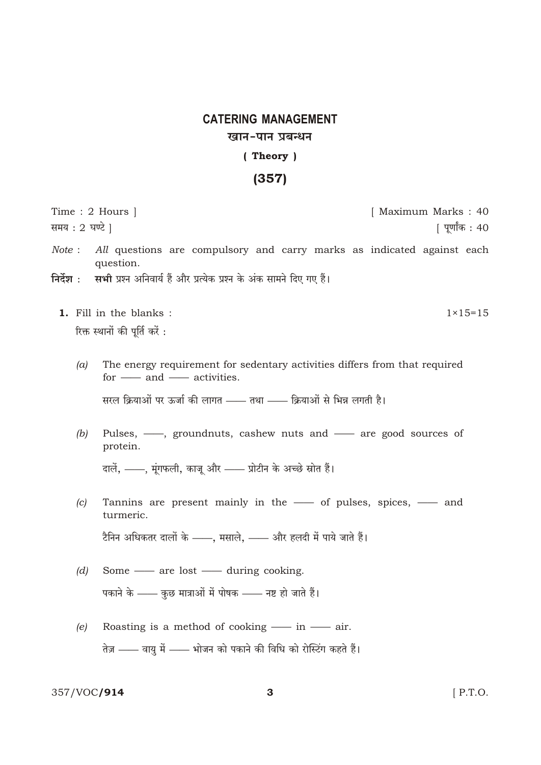# CATERING MANAGEMENT

## खान-पान प्रबन्धन

### ( Theory )

### (357)

Time : 2 Hours ] [ Maximum Marks : 40

समय : 2 घण्टे ] [ पूर्णांक : 40

*Note* : *All* questions are compulsory and carry marks as indicated against each question.

**निर्देश** : **सभी** प्रश्न अनिवार्य हैं और प्रत्येक प्रश्न के अंक सामने दिए गए हैं।

**1.** Fill in the blanks : 1×15=15

रिक्त स्थानों की पूर्ति करें :

*(a)* The energy requirement for sedentary activities differs from that required for —— and —— activities.

सरल क्रियाओं पर ऊर्जा की लागत —— तथा —— क्रियाओं से भिन्न लगती है।

*(b)* Pulses, ——, groundnuts, cashew nuts and —— are good sources of protein.

दालें, ——, मूंगफली, काजू और —— प्रोटीन के अच्छे स्रोत हैं।

*(c)* Tannins are present mainly in the —— of pulses, spices, —— and turmeric.

टैनिन अधिकतर दालों के ——, मसाले, —— और हलदी में पाये जाते हैं।

*(d)* Some —— are lost —— during cooking.

पकाने के —— कुछ मात्राओं में पोषक —— नष्ट हो जाते हैं।

*(e)* Roasting is a method of cooking —— in —— air.

तेज़ —— वायु में —— भोजन को पकाने की विधि को रोस्टिंग कहते हैं।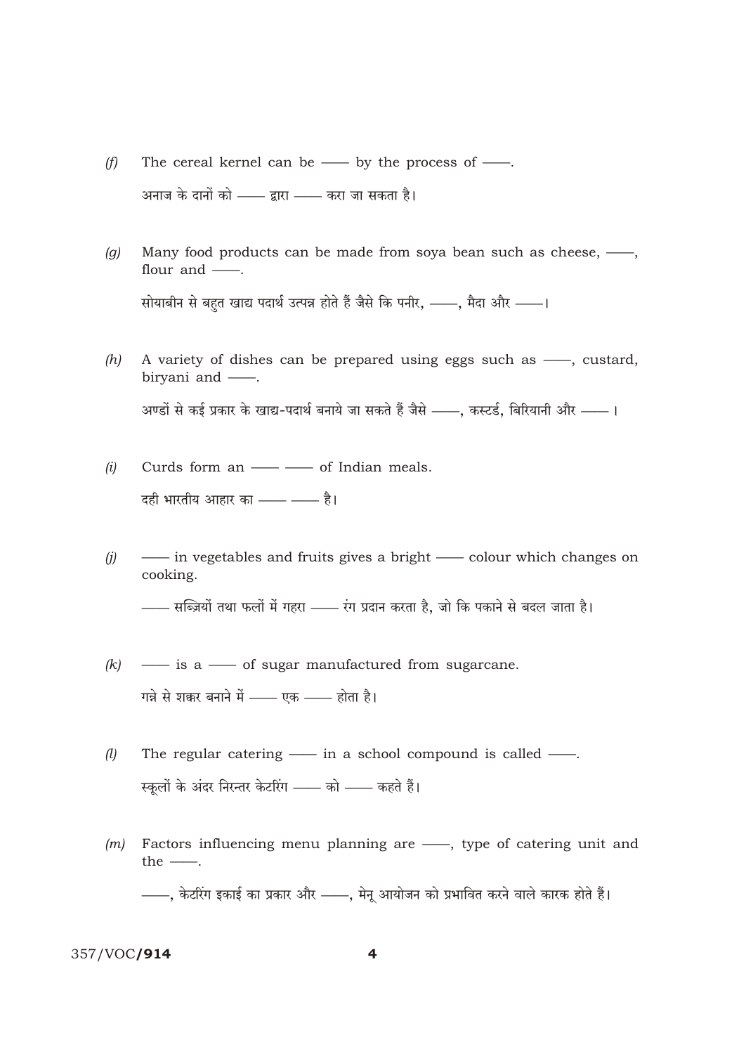(f) The cereal kernel can be —— by the process of ——.

अनाज के दानों को —— द्वारा —— करा जा सकता है।

(g) Many food products can be made from soya bean such as cheese, ——, flour and ——.

सोयाबीन से बहुत खाद्य पदार्थ उत्पन्न होते हैं जैसे कि पनीर, ——, मैदा और ——।

(h) A variety of dishes can be prepared using eggs such as ——, custard, biryani and ——.

अण्डों से कई प्रकार के खाद्य-पदार्थ बनाये जा सकते हैं जैसे ——, कस्टर्ड, बिरियानी और —— ।

(i) Curds form an —— —— of Indian meals.

दही भारतीय आहार का —— —— है।

(j) —— in vegetables and fruits gives a bright —— colour which changes on cooking.

—— सब्जियों तथा फलों में गहरा —— रंग प्रदान करता है, जो कि पकाने से बदल जाता है।

(k) —— is a —— of sugar manufactured from sugarcane.

गन्ने से शक्कर बनाने में —— एक —— होता है।

(l) The regular catering —— in a school compound is called ——.

स्कूलों के अंदर निरन्तर केटरिंग —— को —— कहते हैं।

(m) Factors influencing menu planning are ——, type of catering unit and the ——.

——, केटरिंग इकाई का प्रकार और ——, मेनू आयोजन को प्रभावित करने वाले कारक होते हैं।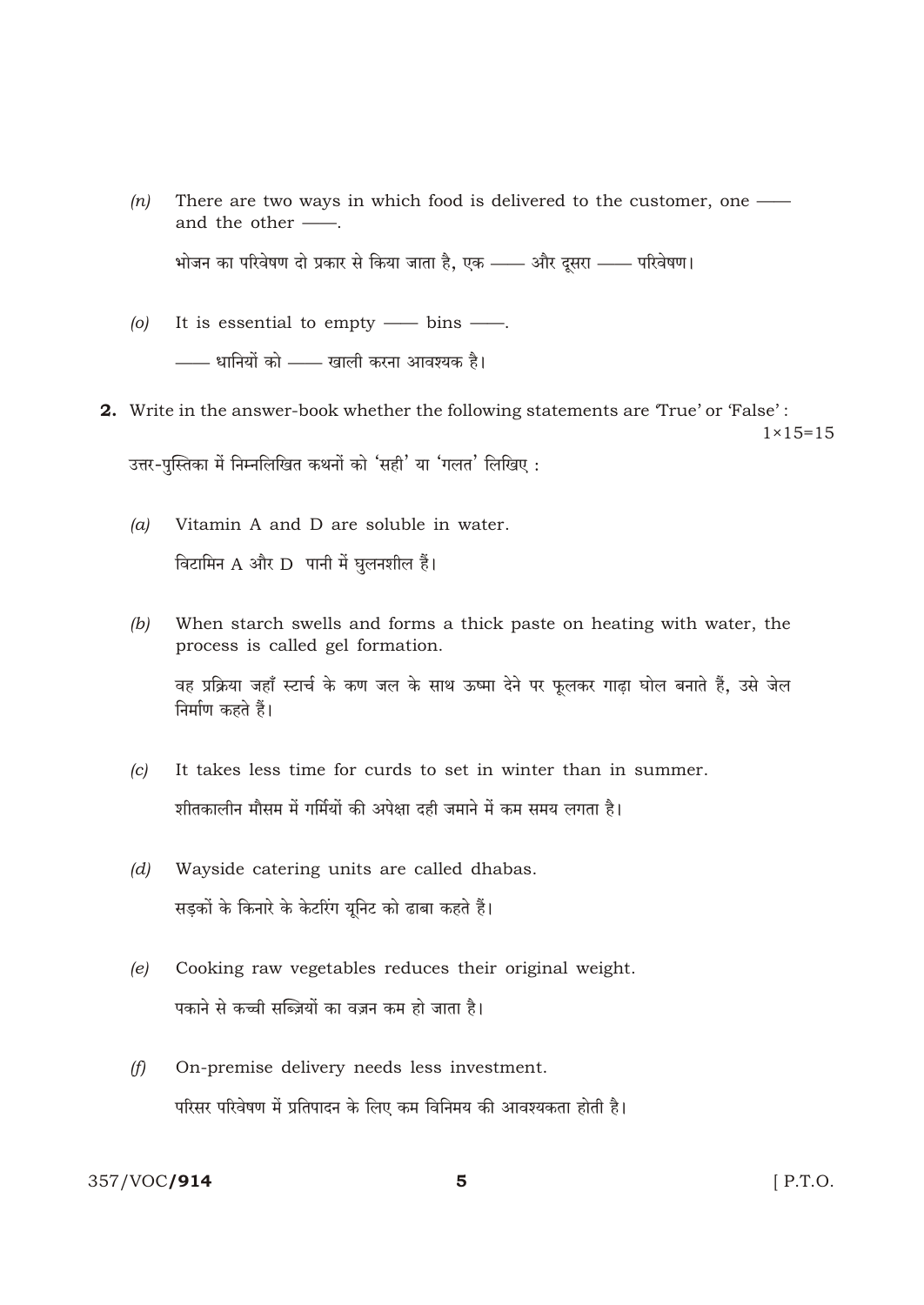(n) There are two ways in which food is delivered to the customer, one —— and the other ——.

भोजन का परिवेषण दो प्रकार से किया जाता है, एक —— और दूसरा —— परिवेषण।

(o) It is essential to empty —— bins ——.

—— धानियों को —— खाली करना आवश्यक है।

**2.** Write in the answer-book whether the following statements are 'True' or 'False' : $1 \times 15 = 15$

उत्तर-पुस्तिका में निम्नलिखित कथनों को 'सही' या 'गलत' लिखिए :

(a) Vitamin A and D are soluble in water.

विटामिन A और D पानी में घुलनशील हैं।

(b) When starch swells and forms a thick paste on heating with water, the process is called gel formation.

वह प्रक्रिया जहाँ स्टार्च के कण जल के साथ ऊष्मा देने पर फूलकर गाढ़ा घोल बनाते हैं, उसे जेल निर्माण कहते हैं।

(c) It takes less time for curds to set in winter than in summer.

शीतकालीन मौसम में गर्मियों की अपेक्षा दही जमाने में कम समय लगता है।

(d) Wayside catering units are called dhabas.

सड़कों के किनारे के केटरिंग यूनिट को ढाबा कहते हैं।

(e) Cooking raw vegetables reduces their original weight.

पकाने से कच्ची सब्ज़ियों का वज़न कम हो जाता है।

(f) On-premise delivery needs less investment.

परिसर परिवेषण में प्रतिपादन के लिए कम विनिमय की आवश्यकता होती है।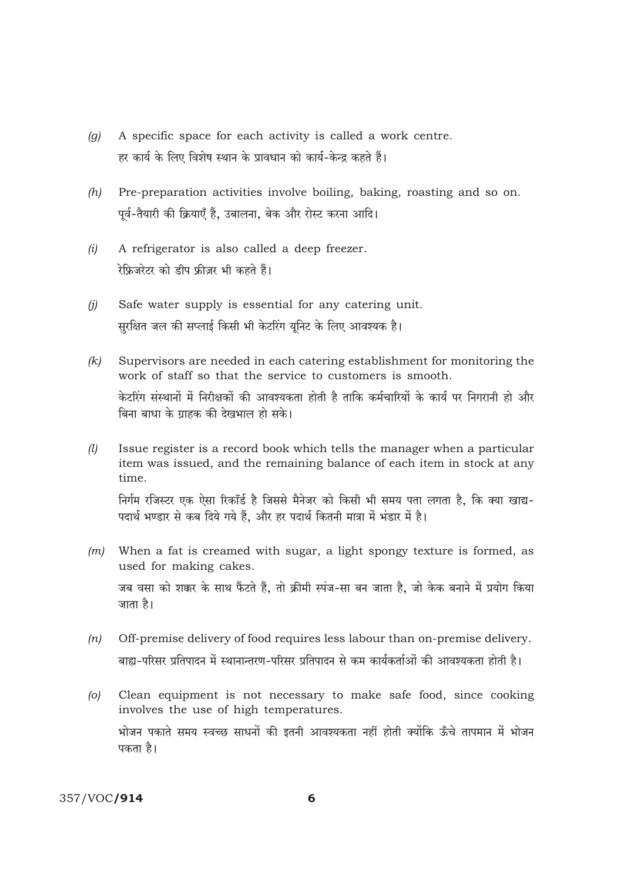(g) A specific space for each activity is called a work centre.

हर कार्य के लिए विशेष स्थान के प्रावधान को कार्य-केन्द्र कहते हैं।

(h) Pre-preparation activities involve boiling, baking, roasting and so on.

पूर्व-तैयारी की क्रियाएँ हैं, उबालना, बेक और रोस्ट करना आदि।

(i) A refrigerator is also called a deep freezer.

रेफ्रिजरेटर को डीप फ्रीज़र भी कहते हैं।

(j) Safe water supply is essential for any catering unit.

सुरक्षित जल की सप्लाई किसी भी केटरिंग यूनिट के लिए आवश्यक है।

(k) Supervisors are needed in each catering establishment for monitoring the work of staff so that the service to customers is smooth.

केटरिंग संस्थानों में निरीक्षकों की आवश्यकता होती है ताकि कर्मचारियों के कार्य पर निगरानी हो और बिना बाधा के ग्राहक की देखभाल हो सके।

(l) Issue register is a record book which tells the manager when a particular item was issued, and the remaining balance of each item in stock at any time.

निर्गम रजिस्टर एक ऐसा रिकॉर्ड है जिससे मैनेजर को किसी भी समय पता लगता है, कि क्या खाद्य-पदार्थ भण्डार से कब दिये गये हैं, और हर पदार्थ कितनी मात्रा में भंडार में है।

(m) When a fat is creamed with sugar, a light spongy texture is formed, as used for making cakes.

जब वसा को शक्कर के साथ फैंटते हैं, तो क्रीमी स्पंज-सा बन जाता है, जो केक बनाने में प्रयोग किया जाता है।

(n) Off-premise delivery of food requires less labour than on-premise delivery.

बाह्य-परिसर प्रतिपादन में स्थानान्तरण-परिसर प्रतिपादन से कम कार्यकर्ताओं की आवश्यकता होती है।

(o) Clean equipment is not necessary to make safe food, since cooking involves the use of high temperatures.

भोजन पकाते समय स्वच्छ साधनों की इतनी आवश्यकता नहीं होती क्योंकि ऊँचे तापमान में भोजन पकता है।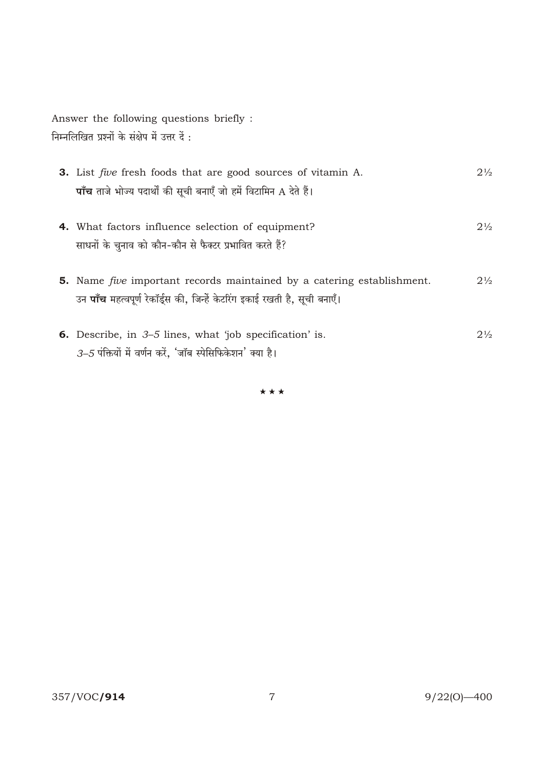Answer the following questions briefly :
निम्नलिखित प्रश्नों के संक्षेप में उत्तर दें :

**3.** List *five* fresh foods that are good sources of vitamin A. 2½
**पाँच** ताजे भोज्य पदार्थों की सूची बनाएँ जो हमें विटामिन A देते हैं।

**4.** What factors influence selection of equipment? 2½
साधनों के चुनाव को कौन-कौन से फैक्टर प्रभावित करते हैं?

**5.** Name *five* important records maintained by a catering establishment. 2½
उन **पाँच** महत्वपूर्ण रेकॉर्ड्स की, जिन्हें केटरिंग इकाई रखती है, सूची बनाएँ।

**6.** Describe, in *3–5* lines, what 'job specification' is. 2½
*3–5* पंक्तियों में वर्णन करें, 'जॉब स्पेसिफिकेशन' क्या है।

★ ★ ★